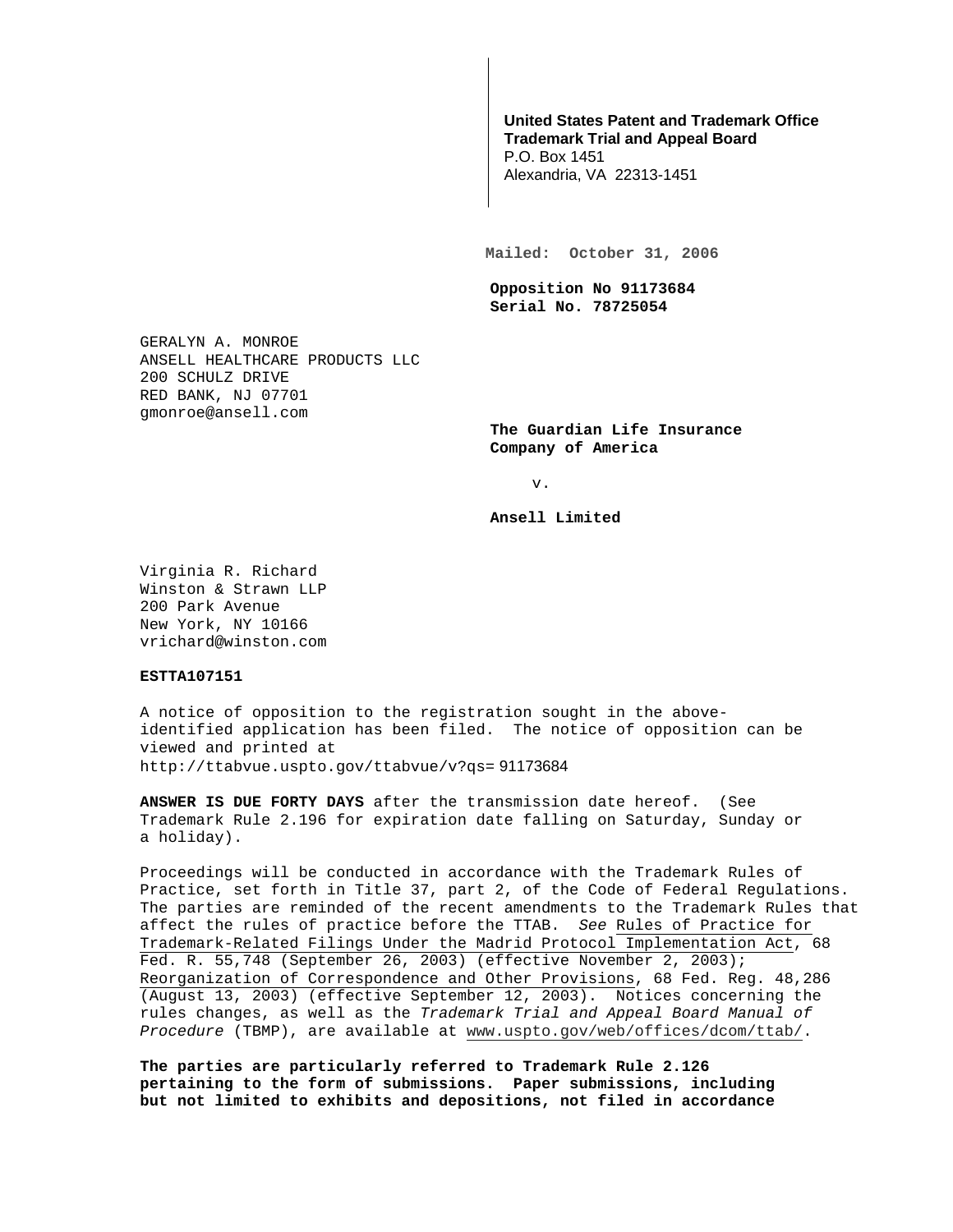**United States Patent and Trademark Office**
**Trademark Trial and Appeal Board**
P.O. Box 1451
Alexandria, VA 22313-1451

**Mailed: October 31, 2006**

**Opposition No 91173684**
**Serial No. 78725054**

GERALYN A. MONROE
ANSELL HEALTHCARE PRODUCTS LLC
200 SCHULZ DRIVE
RED BANK, NJ 07701
gmonroe@ansell.com

**The Guardian Life Insurance Company of America**

v.

**Ansell Limited**

Virginia R. Richard
Winston & Strawn LLP
200 Park Avenue
New York, NY 10166
vrichard@winston.com

**ESTTA107151**

A notice of opposition to the registration sought in the above-identified application has been filed. The notice of opposition can be viewed and printed at
http://ttabvue.uspto.gov/ttabvue/v?qs= 91173684

**ANSWER IS DUE FORTY DAYS** after the transmission date hereof. (See Trademark Rule 2.196 for expiration date falling on Saturday, Sunday or a holiday).

Proceedings will be conducted in accordance with the Trademark Rules of Practice, set forth in Title 37, part 2, of the Code of Federal Regulations. The parties are reminded of the recent amendments to the Trademark Rules that affect the rules of practice before the TTAB. *See* Rules of Practice for Trademark-Related Filings Under the Madrid Protocol Implementation Act, 68 Fed. R. 55,748 (September 26, 2003) (effective November 2, 2003); Reorganization of Correspondence and Other Provisions, 68 Fed. Reg. 48,286 (August 13, 2003) (effective September 12, 2003). Notices concerning the rules changes, as well as the *Trademark Trial and Appeal Board Manual of Procedure* (TBMP), are available at www.uspto.gov/web/offices/dcom/ttab/.

**The parties are particularly referred to Trademark Rule 2.126 pertaining to the form of submissions. Paper submissions, including but not limited to exhibits and depositions, not filed in accordance**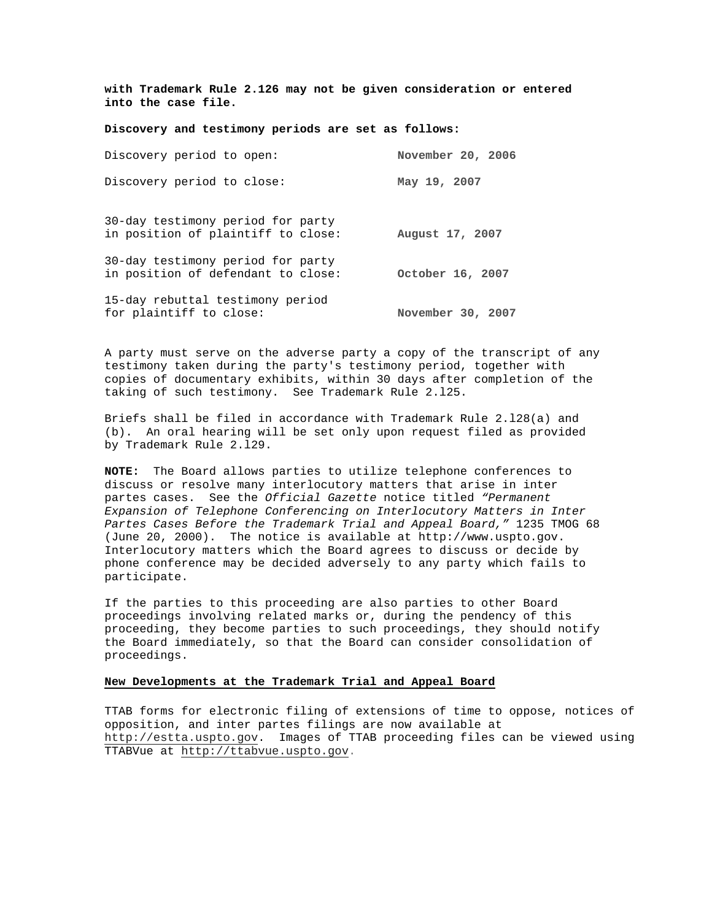**with Trademark Rule 2.126 may not be given consideration or entered into the case file.**

**Discovery and testimony periods are set as follows:**

| | |
|---|---|
| Discovery period to open: | **November 20, 2006** |
| Discovery period to close: | **May 19, 2007** |
| 30-day testimony period for party in position of plaintiff to close: | **August 17, 2007** |
| 30-day testimony period for party in position of defendant to close: | **October 16, 2007** |
| 15-day rebuttal testimony period for plaintiff to close: | **November 30, 2007** |

A party must serve on the adverse party a copy of the transcript of any testimony taken during the party's testimony period, together with copies of documentary exhibits, within 30 days after completion of the taking of such testimony. See Trademark Rule 2.l25.

Briefs shall be filed in accordance with Trademark Rule 2.l28(a) and (b). An oral hearing will be set only upon request filed as provided by Trademark Rule 2.l29.

**NOTE:** The Board allows parties to utilize telephone conferences to discuss or resolve many interlocutory matters that arise in inter partes cases. See the *Official Gazette* notice titled *"Permanent Expansion of Telephone Conferencing on Interlocutory Matters in Inter Partes Cases Before the Trademark Trial and Appeal Board,"* 1235 TMOG 68 (June 20, 2000). The notice is available at http://www.uspto.gov. Interlocutory matters which the Board agrees to discuss or decide by phone conference may be decided adversely to any party which fails to participate.

If the parties to this proceeding are also parties to other Board proceedings involving related marks or, during the pendency of this proceeding, they become parties to such proceedings, they should notify the Board immediately, so that the Board can consider consolidation of proceedings.

**New Developments at the Trademark Trial and Appeal Board**

TTAB forms for electronic filing of extensions of time to oppose, notices of opposition, and inter partes filings are now available at http://estta.uspto.gov. Images of TTAB proceeding files can be viewed using TTABVue at http://ttabvue.uspto.gov.